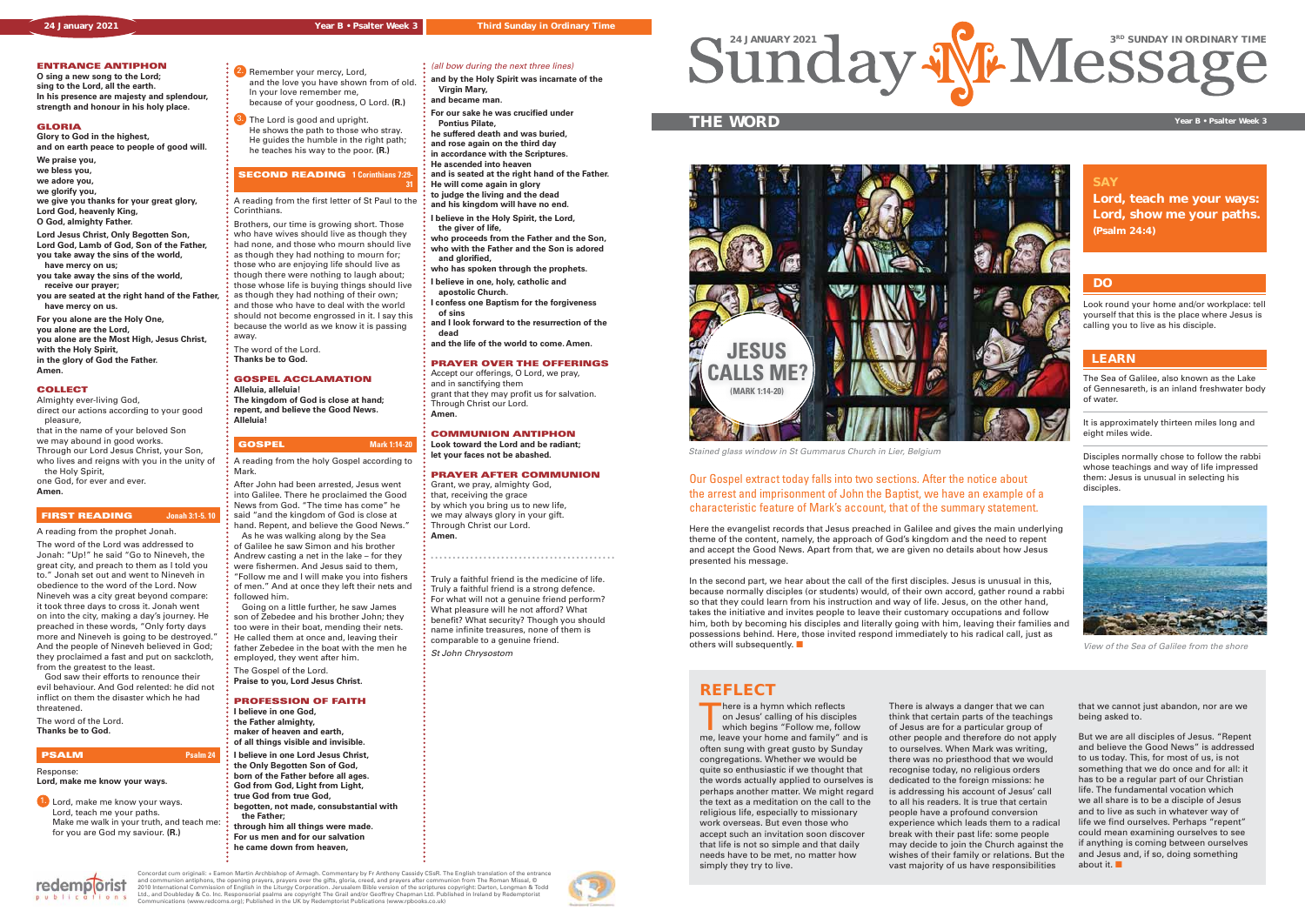## ENTRANCE ANTIPHON

**O sing a new song to the Lord;**
**sing to the Lord, all the earth.**
**In his presence are majesty and splendour,**
**strength and honour in his holy place.**

## GLORIA

**Glory to God in the highest,**
**and on earth peace to people of good will.**
**We praise you,**
**we bless you,**
**we adore you,**
**we glorify you,**
**we give you thanks for your great glory,**
**Lord God, heavenly King,**
**O God, almighty Father.**
**Lord Jesus Christ, Only Begotten Son,**
**Lord God, Lamb of God, Son of the Father,**
**you take away the sins of the world,**
**have mercy on us;**
**you take away the sins of the world,**
**receive our prayer;**
**you are seated at the right hand of the Father,**
**have mercy on us.**
**For you alone are the Holy One,**
**you alone are the Lord,**
**you alone are the Most High, Jesus Christ,**
**with the Holy Spirit,**
**in the glory of God the Father.**
**Amen.**

## COLLECT

Almighty ever-living God,
direct our actions according to your good pleasure,
that in the name of your beloved Son
we may abound in good works.
Through our Lord Jesus Christ, your Son,
who lives and reigns with you in the unity of the Holy Spirit,
one God, for ever and ever.
**Amen.**

## FIRST READING Jonah 3:1-5. 10

A reading from the prophet Jonah.

The word of the Lord was addressed to Jonah: "Up!" he said "Go to Nineveh, the great city, and preach to them as I told you to." Jonah set out and went to Nineveh in obedience to the word of the Lord. Now Nineveh was a city great beyond compare: it took three days to cross it. Jonah went on into the city, making a day's journey. He preached in these words, "Only forty days more and Nineveh is going to be destroyed." And the people of Nineveh believed in God; they proclaimed a fast and put on sackcloth, from the greatest to the least.

God saw their efforts to renounce their evil behaviour. And God relented: he did not inflict on them the disaster which he had threatened.

The word of the Lord.
**Thanks be to God.**

## PSALM Psalm 24

Response:
**Lord, make me know your ways.**

1. Lord, make me know your ways.
Lord, teach me your paths.
Make me walk in your truth, and teach me:
for you are God my saviour. **(R.)**

2. Remember your mercy, Lord,
and the love you have shown from of old.
In your love remember me,
because of your goodness, O Lord. **(R.)**

3. The Lord is good and upright.
He shows the path to those who stray.
He guides the humble in the right path;
he teaches his way to the poor. **(R.)**

## SECOND READING 1 Corinthians 7:29-31

A reading from the first letter of St Paul to the Corinthians.

Brothers, our time is growing short. Those who have wives should live as though they had none, and those who mourn should live as though they had nothing to mourn for; those who are enjoying life should live as though there were nothing to laugh about; those whose life is buying things should live as though they had nothing of their own; and those who have to deal with the world should not become engrossed in it. I say this because the world as we know it is passing away.

The word of the Lord.
**Thanks be to God.**

## GOSPEL ACCLAMATION

**Alleluia, alleluia!**
**The kingdom of God is close at hand;**
**repent, and believe the Good News.**
**Alleluia!**

## GOSPEL Mark 1:14-20

A reading from the holy Gospel according to Mark.

After John had been arrested, Jesus went into Galilee. There he proclaimed the Good News from God. "The time has come" he said "and the kingdom of God is close at hand. Repent, and believe the Good News."

As he was walking along by the Sea of Galilee he saw Simon and his brother Andrew casting a net in the lake – for they were fishermen. And Jesus said to them, "Follow me and I will make you into fishers of men." And at once they left their nets and followed him.

Going on a little further, he saw James son of Zebedee and his brother John; they too were in their boat, mending their nets. He called them at once and, leaving their father Zebedee in the boat with the men he employed, they went after him.

The Gospel of the Lord.
**Praise to you, Lord Jesus Christ.**

## PROFESSION OF FAITH

**I believe in one God,**
**the Father almighty,**
**maker of heaven and earth,**
**of all things visible and invisible.**
**I believe in one Lord Jesus Christ,**
**the Only Begotten Son of God,**
**born of the Father before all ages.**
**God from God, Light from Light,**
**true God from true God,**
**begotten, not made, consubstantial with the Father;**
**through him all things were made.**
**For us men and for our salvation**
**he came down from heaven,**
*(all bow during the next three lines)*
**and by the Holy Spirit was incarnate of the Virgin Mary,**
**and became man.**
**For our sake he was crucified under Pontius Pilate,**
**he suffered death and was buried,**
**and rose again on the third day**
**in accordance with the Scriptures.**
**He ascended into heaven**
**and is seated at the right hand of the Father.**
**He will come again in glory**
**to judge the living and the dead**
**and his kingdom will have no end.**
**I believe in the Holy Spirit, the Lord, the giver of life,**
**who proceeds from the Father and the Son,**
**who with the Father and the Son is adored and glorified,**
**who has spoken through the prophets.**
**I believe in one, holy, catholic and apostolic Church.**
**I confess one Baptism for the forgiveness of sins**
**and I look forward to the resurrection of the dead**
**and the life of the world to come. Amen.**

## PRAYER OVER THE OFFERINGS

Accept our offerings, O Lord, we pray,
and in sanctifying them
grant that they may profit us for salvation.
Through Christ our Lord.
**Amen.**

## COMMUNION ANTIPHON

**Look toward the Lord and be radiant;**
**let your faces not be abashed.**

## PRAYER AFTER COMMUNION

Grant, we pray, almighty God,
that, receiving the grace
by which you bring us to new life,
we may always glory in your gift.
Through Christ our Lord.
**Amen.**

Truly a faithful friend is the medicine of life. Truly a faithful friend is a strong defence. For what will not a genuine friend perform? What pleasure will he not afford? What benefit? What security? Though you should name infinite treasures, none of them is comparable to a genuine friend.

*St John Chrysostom*

# Sunday Message

24 JANUARY 2021 — 3RD SUNDAY IN ORDINARY TIME

## THE WORD

Year B • Psalter Week 3

**JESUS CALLS ME? (MARK 1:14-20)**

*Stained glass window in St Gummarus Church in Lier, Belgium*

Our Gospel extract today falls into two sections. After the notice about the arrest and imprisonment of John the Baptist, we have an example of a characteristic feature of Mark's account, that of the summary statement.

Here the evangelist records that Jesus preached in Galilee and gives the main underlying theme of the content, namely, the approach of God's kingdom and the need to repent and accept the Good News. Apart from that, we are given no details about how Jesus presented his message.

In the second part, we hear about the call of the first disciples. Jesus is unusual in this, because normally disciples (or students) would, of their own accord, gather round a rabbi so that they could learn from his instruction and way of life. Jesus, on the other hand, takes the initiative and invites people to leave their customary occupations and follow him, both by becoming his disciples and literally going with him, leaving their families and possessions behind. Here, those invited respond immediately to his radical call, just as others will subsequently.

## SAY

**Lord, teach me your ways: Lord, show me your paths.**
**(Psalm 24:4)**

## DO

Look round your home and/or workplace: tell yourself that this is the place where Jesus is calling you to live as his disciple.

## LEARN

The Sea of Galilee, also known as the Lake of Gennesareth, is an inland freshwater body of water.

It is approximately thirteen miles long and eight miles wide.

Disciples normally chose to follow the rabbi whose teachings and way of life impressed them: Jesus is unusual in selecting his disciples.

*View of the Sea of Galilee from the shore*

## REFLECT

There is a hymn which reflects on Jesus' calling of his disciples which begins "Follow me, follow me, leave your home and family" and is often sung with great gusto by Sunday congregations. Whether we would be quite so enthusiastic if we thought that the words actually applied to ourselves is perhaps another matter. We might regard the text as a meditation on the call to the religious life, especially to missionary work overseas. But even those who accept such an invitation soon discover that life is not so simple and that daily needs have to be met, no matter how simply they try to live.

There is always a danger that we can think that certain parts of the teachings of Jesus are for a particular group of other people and therefore do not apply to ourselves. When Mark was writing, there was no priesthood that we would recognise today, no religious orders dedicated to the foreign missions: he is addressing his account of Jesus' call to all his readers. It is true that certain people have a profound conversion experience which leads them to a radical break with their past life: some people may decide to join the Church against the wishes of their family or relations. But the vast majority of us have responsibilities that we cannot just abandon, nor are we being asked to.

But we are all disciples of Jesus. "Repent and believe the Good News" is addressed to us today. This, for most of us, is not something that we do once and for all: it has to be a regular part of our Christian life. The fundamental vocation which we all share is to be a disciple of Jesus and to live as such in whatever way of life we find ourselves. Perhaps "repent" could mean examining ourselves to see if anything is coming between ourselves and Jesus and, if so, doing something about it.

Concordat cum originali: + Eamon Martin Archbishop of Armagh. Commentary by Fr Anthony Cassidy CSsR. The English translation of the entrance and communion antiphons, the opening prayers, prayers over the gifts, gloria, creed, and prayers after communion from The Roman Missal, © 2010 International Commission of English in the Liturgy Corporation. Jerusalem Bible version of the scriptures copyright Darton, Longman & Todd Ltd., and Doubleday & Co. Inc. Responsorial psalms are copyright The Grail and/or Geoffrey Chapman Ltd. Published in Ireland by Redemptorist Communications (www.redcoms.org); Published in the UK by Redemptorist Publications (www.rpbooks.co.uk)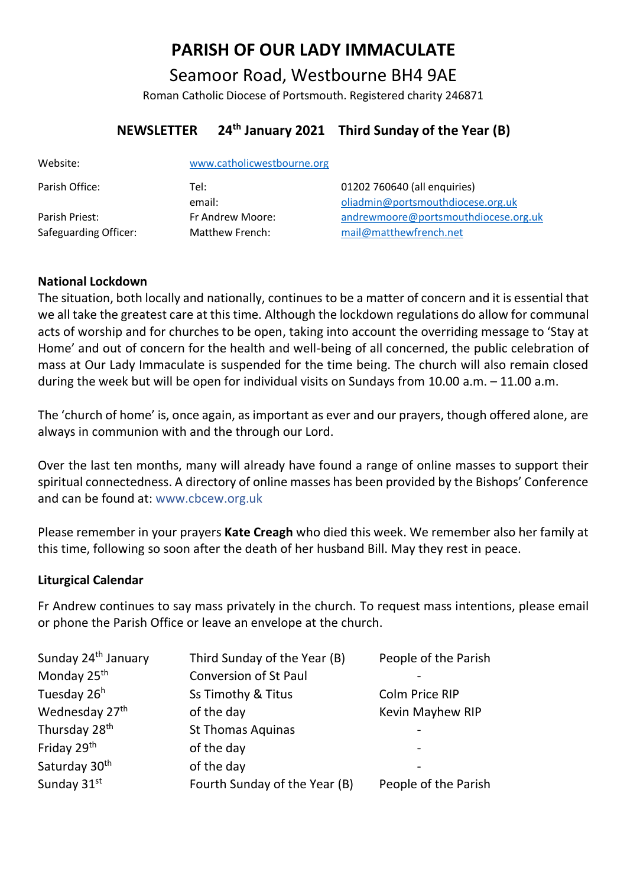# PARISH OF OUR LADY IMMACULATE

## Seamoor Road, Westbourne BH4 9AE

Roman Catholic Diocese of Portsmouth. Registered charity 246871

## NEWSLETTER 24th January 2021 Third Sunday of the Year (B)

| | | |
|---|---|---|
| Website: | www.catholicwestbourne.org | |
| Parish Office: | Tel: | 01202 760640 (all enquiries) |
| | email: | oliadmin@portsmouthdiocese.org.uk |
| Parish Priest: | Fr Andrew Moore: | andrewmoore@portsmouthdiocese.org.uk |
| Safeguarding Officer: | Matthew French: | mail@matthewfrench.net |

**National Lockdown**

The situation, both locally and nationally, continues to be a matter of concern and it is essential that we all take the greatest care at this time. Although the lockdown regulations do allow for communal acts of worship and for churches to be open, taking into account the overriding message to 'Stay at Home' and out of concern for the health and well-being of all concerned, the public celebration of mass at Our Lady Immaculate is suspended for the time being. The church will also remain closed during the week but will be open for individual visits on Sundays from 10.00 a.m. – 11.00 a.m.

The 'church of home' is, once again, as important as ever and our prayers, though offered alone, are always in communion with and the through our Lord.

Over the last ten months, many will already have found a range of online masses to support their spiritual connectedness. A directory of online masses has been provided by the Bishops' Conference and can be found at: www.cbcew.org.uk

Please remember in your prayers **Kate Creagh** who died this week. We remember also her family at this time, following so soon after the death of her husband Bill. May they rest in peace.

**Liturgical Calendar**

Fr Andrew continues to say mass privately in the church. To request mass intentions, please email or phone the Parish Office or leave an envelope at the church.

| | | |
|---|---|---|
| Sunday 24th January | Third Sunday of the Year (B) | People of the Parish |
| Monday 25th | Conversion of St Paul | - |
| Tuesday 26h | Ss Timothy & Titus | Colm Price RIP |
| Wednesday 27th | of the day | Kevin Mayhew RIP |
| Thursday 28th | St Thomas Aquinas | - |
| Friday 29th | of the day | - |
| Saturday 30th | of the day | - |
| Sunday 31st | Fourth Sunday of the Year (B) | People of the Parish |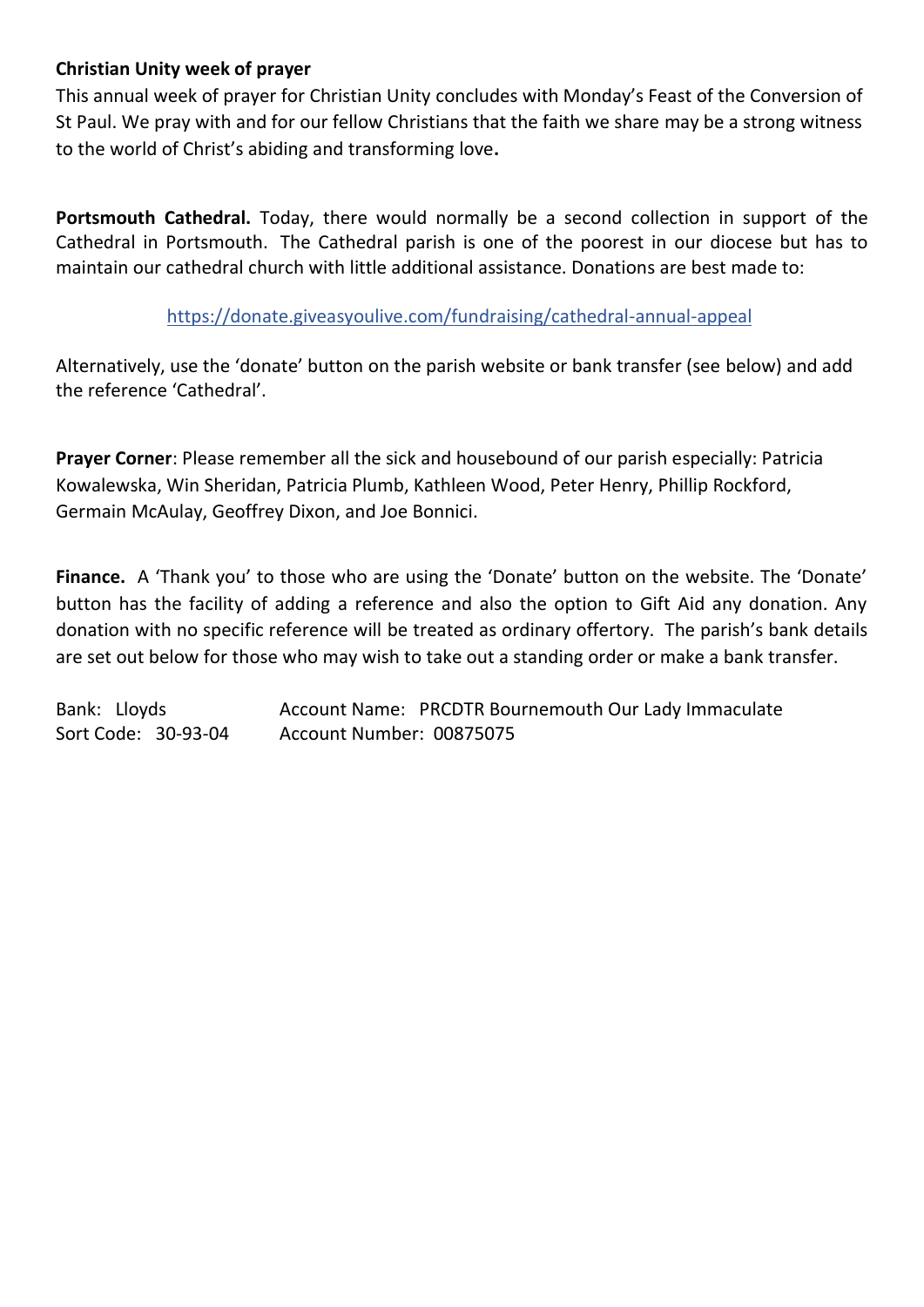**Christian Unity week of prayer**

This annual week of prayer for Christian Unity concludes with Monday's Feast of the Conversion of St Paul. We pray with and for our fellow Christians that the faith we share may be a strong witness to the world of Christ's abiding and transforming love**.**

**Portsmouth Cathedral.** Today, there would normally be a second collection in support of the Cathedral in Portsmouth. The Cathedral parish is one of the poorest in our diocese but has to maintain our cathedral church with little additional assistance. Donations are best made to:

https://donate.giveasyoulive.com/fundraising/cathedral-annual-appeal

Alternatively, use the 'donate' button on the parish website or bank transfer (see below) and add the reference 'Cathedral'.

**Prayer Corner**: Please remember all the sick and housebound of our parish especially: Patricia Kowalewska, Win Sheridan, Patricia Plumb, Kathleen Wood, Peter Henry, Phillip Rockford, Germain McAulay, Geoffrey Dixon, and Joe Bonnici.

**Finance.** A 'Thank you' to those who are using the 'Donate' button on the website. The 'Donate' button has the facility of adding a reference and also the option to Gift Aid any donation. Any donation with no specific reference will be treated as ordinary offertory. The parish's bank details are set out below for those who may wish to take out a standing order or make a bank transfer.

| | |
|---|---|
| Bank: Lloyds | Account Name: PRCDTR Bournemouth Our Lady Immaculate |
| Sort Code: 30-93-04 | Account Number: 00875075 |